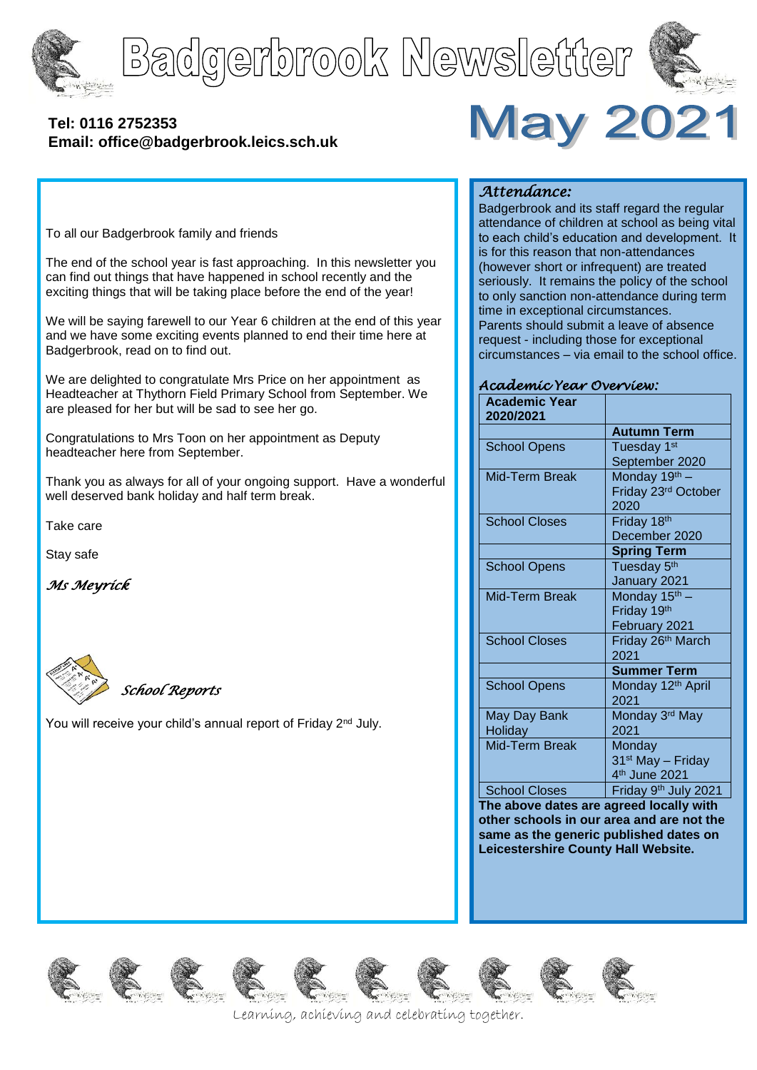# Badgerbrook Newsletter

**Tel: 0116 2752353**
**Email: office@badgerbrook.leics.sch.uk**

# May 2021

To all our Badgerbrook family and friends

The end of the school year is fast approaching. In this newsletter you can find out things that have happened in school recently and the exciting things that will be taking place before the end of the year!

We will be saying farewell to our Year 6 children at the end of this year and we have some exciting events planned to end their time here at Badgerbrook, read on to find out.

We are delighted to congratulate Mrs Price on her appointment as Headteacher at Thythorn Field Primary School from September. We are pleased for her but will be sad to see her go.

Congratulations to Mrs Toon on her appointment as Deputy headteacher here from September.

Thank you as always for all of your ongoing support. Have a wonderful well deserved bank holiday and half term break.

Take care

Stay safe

*Ms Meyrick*

## *School Reports*

You will receive your child's annual report of Friday 2nd July.

## *Attendance:*

Badgerbrook and its staff regard the regular attendance of children at school as being vital to each child's education and development. It is for this reason that non-attendances (however short or infrequent) are treated seriously. It remains the policy of the school to only sanction non-attendance during term time in exceptional circumstances.
Parents should submit a leave of absence request - including those for exceptional circumstances – via email to the school office.

## *Academic Year Overview:*

| **Academic Year 2020/2021** | |
|---|---|
| | **Autumn Term** |
| School Opens | Tuesday 1st September 2020 |
| Mid-Term Break | Monday 19th – Friday 23rd October 2020 |
| School Closes | Friday 18th December 2020 |
| | **Spring Term** |
| School Opens | Tuesday 5th January 2021 |
| Mid-Term Break | Monday 15th – Friday 19th February 2021 |
| School Closes | Friday 26th March 2021 |
| | **Summer Term** |
| School Opens | Monday 12th April 2021 |
| May Day Bank Holiday | Monday 3rd May 2021 |
| Mid-Term Break | Monday 31st May – Friday 4th June 2021 |
| School Closes | Friday 9th July 2021 |

**The above dates are agreed locally with other schools in our area and are not the same as the generic published dates on Leicestershire County Hall Website.**

Learning, achieving and celebrating together.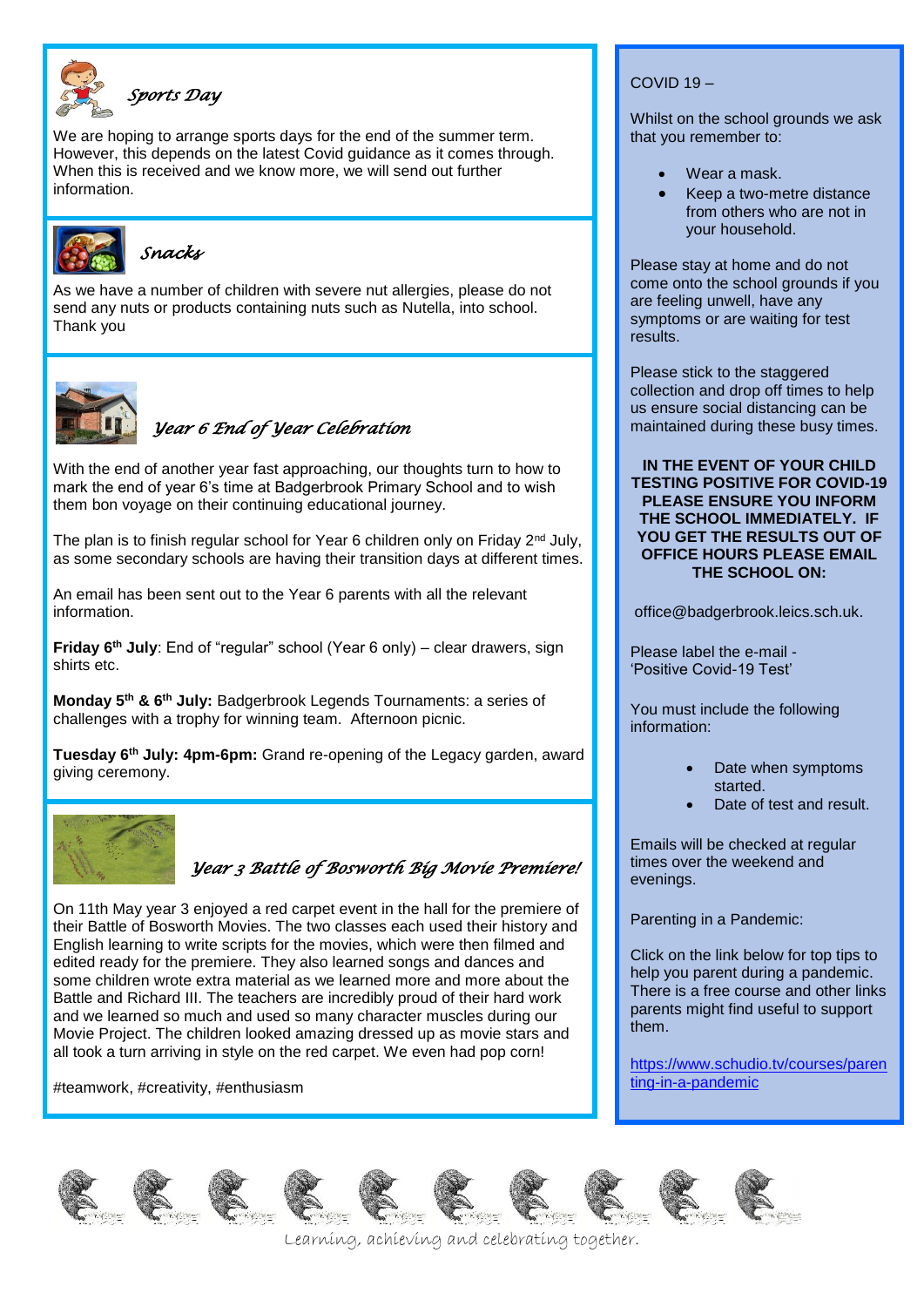## Sports Day

We are hoping to arrange sports days for the end of the summer term. However, this depends on the latest Covid guidance as it comes through. When this is received and we know more, we will send out further information.

## Snacks

As we have a number of children with severe nut allergies, please do not send any nuts or products containing nuts such as Nutella, into school. Thank you

## Year 6 End of Year Celebration

With the end of another year fast approaching, our thoughts turn to how to mark the end of year 6's time at Badgerbrook Primary School and to wish them bon voyage on their continuing educational journey.

The plan is to finish regular school for Year 6 children only on Friday 2nd July, as some secondary schools are having their transition days at different times.

An email has been sent out to the Year 6 parents with all the relevant information.

**Friday 6th July**: End of "regular" school (Year 6 only) – clear drawers, sign shirts etc.

**Monday 5th & 6th July:** Badgerbrook Legends Tournaments: a series of challenges with a trophy for winning team. Afternoon picnic.

**Tuesday 6th July: 4pm-6pm:** Grand re-opening of the Legacy garden, award giving ceremony.

## Year 3 Battle of Bosworth Big Movie Premiere!

On 11th May year 3 enjoyed a red carpet event in the hall for the premiere of their Battle of Bosworth Movies. The two classes each used their history and English learning to write scripts for the movies, which were then filmed and edited ready for the premiere. They also learned songs and dances and some children wrote extra material as we learned more and more about the Battle and Richard III. The teachers are incredibly proud of their hard work and we learned so much and used so many character muscles during our Movie Project. The children looked amazing dressed up as movie stars and all took a turn arriving in style on the red carpet. We even had pop corn!

#teamwork, #creativity, #enthusiasm

COVID 19 –

Whilst on the school grounds we ask that you remember to:

- Wear a mask.
- Keep a two-metre distance from others who are not in your household.

Please stay at home and do not come onto the school grounds if you are feeling unwell, have any symptoms or are waiting for test results.

Please stick to the staggered collection and drop off times to help us ensure social distancing can be maintained during these busy times.

**IN THE EVENT OF YOUR CHILD TESTING POSITIVE FOR COVID-19 PLEASE ENSURE YOU INFORM THE SCHOOL IMMEDIATELY. IF YOU GET THE RESULTS OUT OF OFFICE HOURS PLEASE EMAIL THE SCHOOL ON:**

office@badgerbrook.leics.sch.uk.

Please label the e-mail - 'Positive Covid-19 Test'

You must include the following information:

- Date when symptoms started.
- Date of test and result.

Emails will be checked at regular times over the weekend and evenings.

Parenting in a Pandemic:

Click on the link below for top tips to help you parent during a pandemic. There is a free course and other links parents might find useful to support them.

https://www.schudio.tv/courses/parenting-in-a-pandemic

Learning, achieving and celebrating together.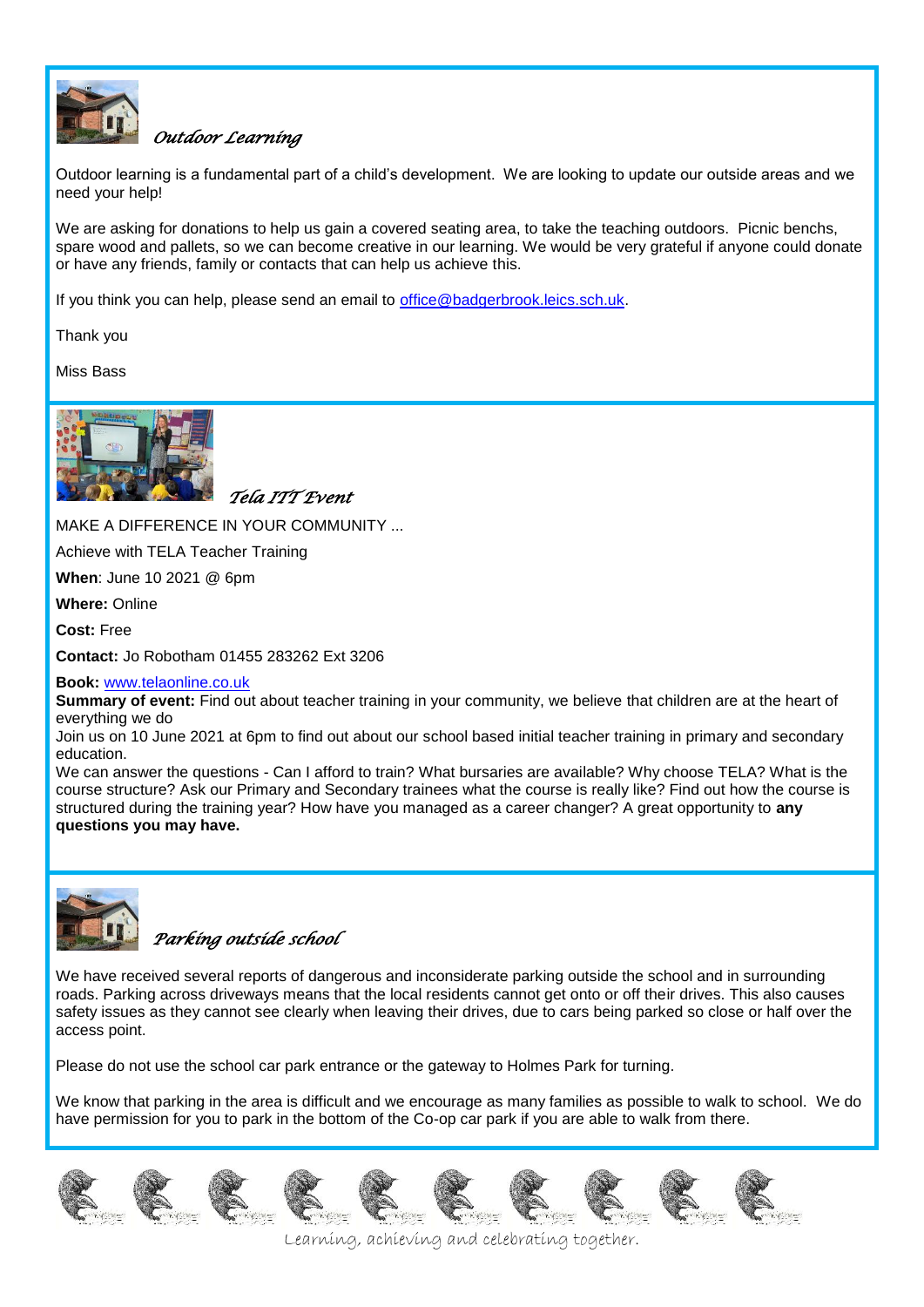## *Outdoor Learning*

Outdoor learning is a fundamental part of a child's development. We are looking to update our outside areas and we need your help!

We are asking for donations to help us gain a covered seating area, to take the teaching outdoors. Picnic benchs, spare wood and pallets, so we can become creative in our learning. We would be very grateful if anyone could donate or have any friends, family or contacts that can help us achieve this.

If you think you can help, please send an email to office@badgerbrook.leics.sch.uk.

Thank you

Miss Bass

## *Tela ITT Event*

MAKE A DIFFERENCE IN YOUR COMMUNITY ...

Achieve with TELA Teacher Training

**When**: June 10 2021 @ 6pm

**Where:** Online

**Cost:** Free

**Contact:** Jo Robotham 01455 283262 Ext 3206

**Book:** www.telaonline.co.uk

**Summary of event:** Find out about teacher training in your community, we believe that children are at the heart of everything we do

Join us on 10 June 2021 at 6pm to find out about our school based initial teacher training in primary and secondary education.

We can answer the questions - Can I afford to train? What bursaries are available? Why choose TELA? What is the course structure? Ask our Primary and Secondary trainees what the course is really like? Find out how the course is structured during the training year? How have you managed as a career changer? A great opportunity to **any questions you may have.**

## *Parking outside school*

We have received several reports of dangerous and inconsiderate parking outside the school and in surrounding roads. Parking across driveways means that the local residents cannot get onto or off their drives. This also causes safety issues as they cannot see clearly when leaving their drives, due to cars being parked so close or half over the access point.

Please do not use the school car park entrance or the gateway to Holmes Park for turning.

We know that parking in the area is difficult and we encourage as many families as possible to walk to school. We do have permission for you to park in the bottom of the Co-op car park if you are able to walk from there.

*Learning, achieving and celebrating together.*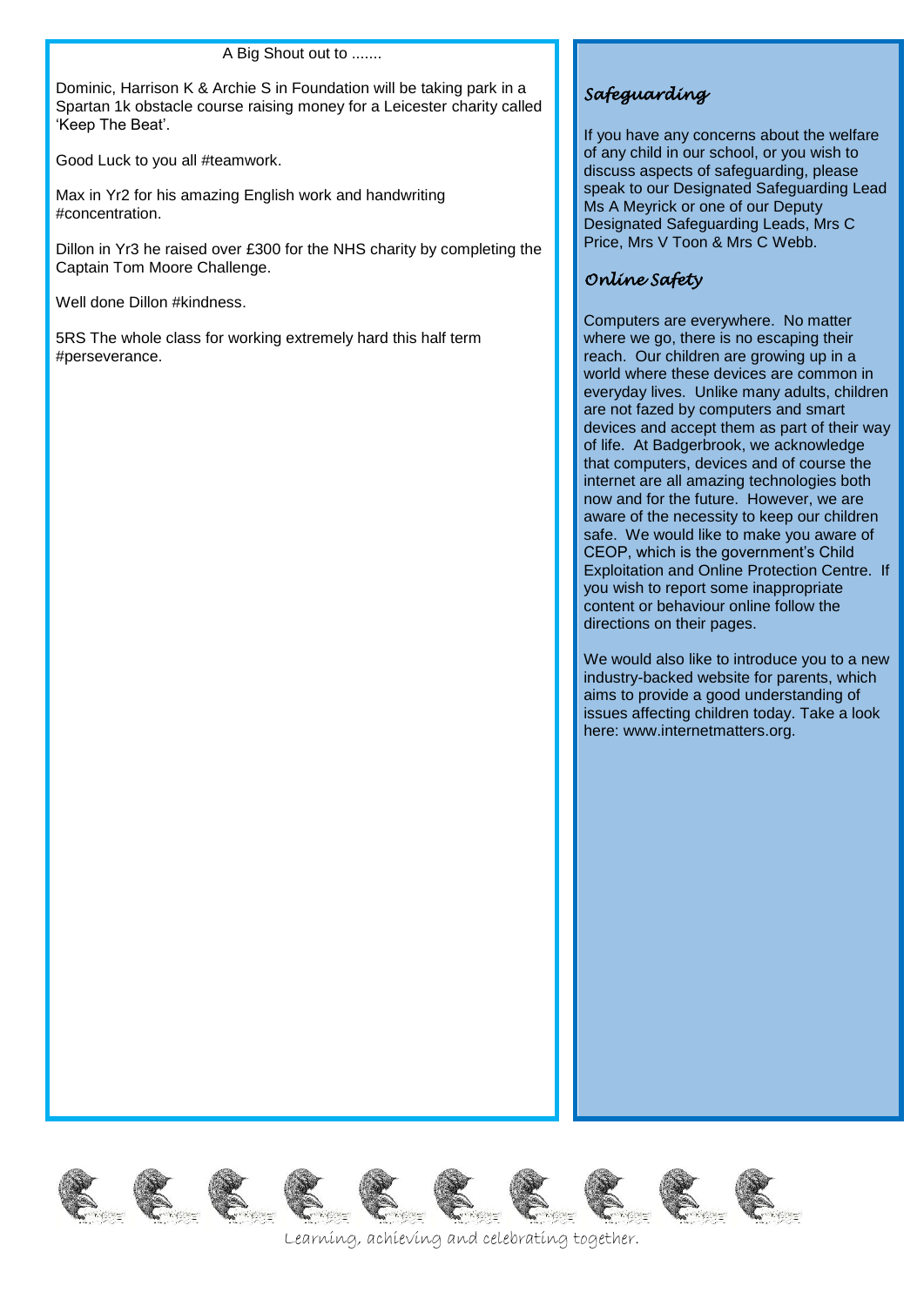A Big Shout out to .......

Dominic, Harrison K & Archie S in Foundation will be taking park in a Spartan 1k obstacle course raising money for a Leicester charity called 'Keep The Beat'.

Good Luck to you all #teamwork.

Max in Yr2 for his amazing English work and handwriting #concentration.

Dillon in Yr3 he raised over £300 for the NHS charity by completing the Captain Tom Moore Challenge.

Well done Dillon #kindness.

5RS The whole class for working extremely hard this half term #perseverance.

## Safeguarding

If you have any concerns about the welfare of any child in our school, or you wish to discuss aspects of safeguarding, please speak to our Designated Safeguarding Lead Ms A Meyrick or one of our Deputy Designated Safeguarding Leads, Mrs C Price, Mrs V Toon & Mrs C Webb.

## Online Safety

Computers are everywhere. No matter where we go, there is no escaping their reach. Our children are growing up in a world where these devices are common in everyday lives. Unlike many adults, children are not fazed by computers and smart devices and accept them as part of their way of life. At Badgerbrook, we acknowledge that computers, devices and of course the internet are all amazing technologies both now and for the future. However, we are aware of the necessity to keep our children safe. We would like to make you aware of CEOP, which is the government's Child Exploitation and Online Protection Centre. If you wish to report some inappropriate content or behaviour online follow the directions on their pages.

We would also like to introduce you to a new industry-backed website for parents, which aims to provide a good understanding of issues affecting children today. Take a look here: www.internetmatters.org.

*Learning, achieving and celebrating together.*